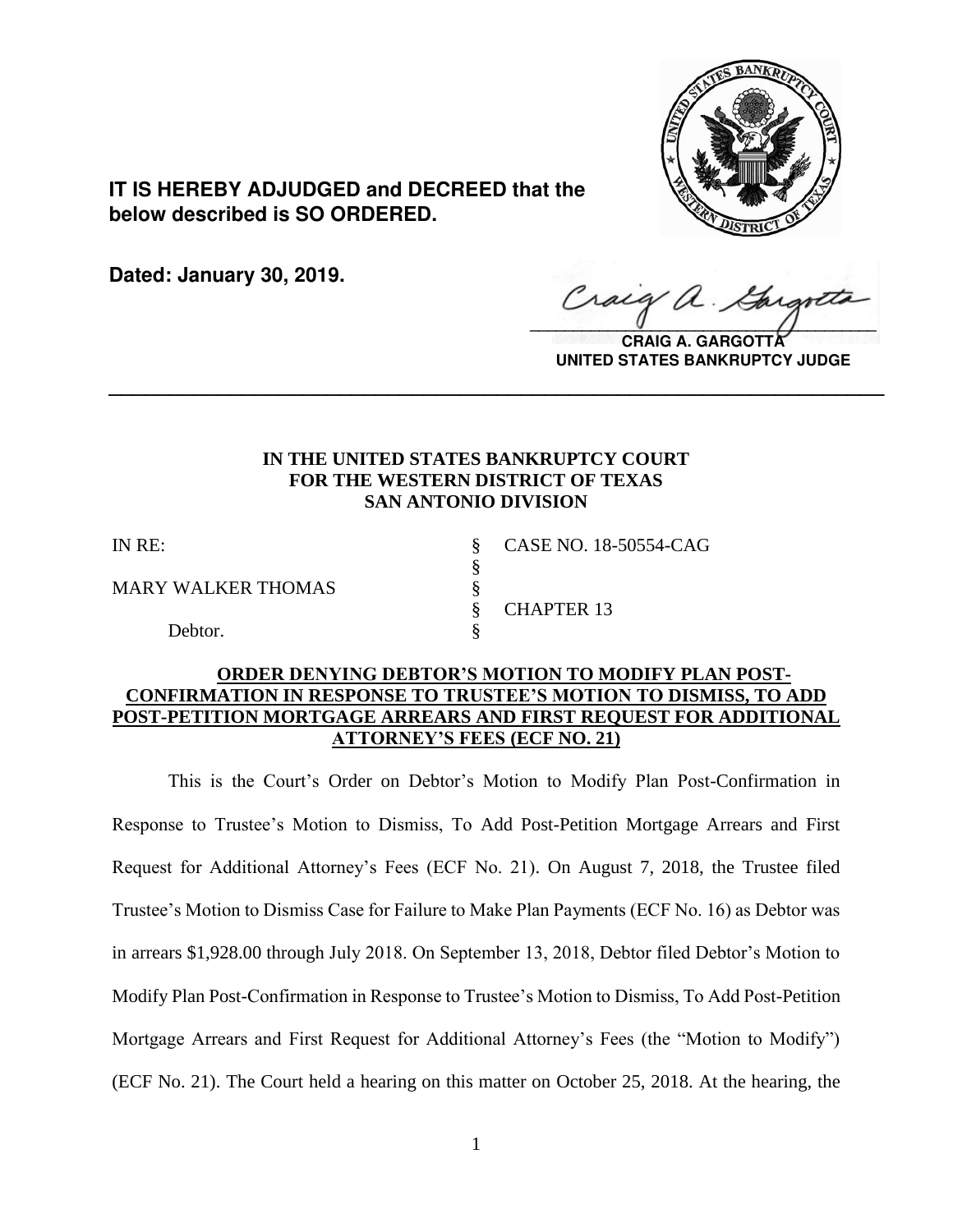**IT IS HEREBY ADJUDGED and DECREED that the below described is SO ORDERED.**

**Dated: January 30, 2019.**

**CRAIG A. GARGOTTA**
**UNITED STATES BANKRUPTCY JUDGE**

---

**IN THE UNITED STATES BANKRUPTCY COURT**
**FOR THE WESTERN DISTRICT OF TEXAS**
**SAN ANTONIO DIVISION**

| | | |
|---|---|---|
| IN RE: | § | CASE NO. 18-50554-CAG |
| | § | |
| MARY WALKER THOMAS | § | |
| | § | CHAPTER 13 |
| Debtor. | § | |

**ORDER DENYING DEBTOR'S MOTION TO MODIFY PLAN POST-CONFIRMATION IN RESPONSE TO TRUSTEE'S MOTION TO DISMISS, TO ADD POST-PETITION MORTGAGE ARREARS AND FIRST REQUEST FOR ADDITIONAL ATTORNEY'S FEES (ECF NO. 21)**

This is the Court's Order on Debtor's Motion to Modify Plan Post-Confirmation in Response to Trustee's Motion to Dismiss, To Add Post-Petition Mortgage Arrears and First Request for Additional Attorney's Fees (ECF No. 21). On August 7, 2018, the Trustee filed Trustee's Motion to Dismiss Case for Failure to Make Plan Payments (ECF No. 16) as Debtor was in arrears $1,928.00 through July 2018. On September 13, 2018, Debtor filed Debtor's Motion to Modify Plan Post-Confirmation in Response to Trustee's Motion to Dismiss, To Add Post-Petition Mortgage Arrears and First Request for Additional Attorney's Fees (the "Motion to Modify") (ECF No. 21). The Court held a hearing on this matter on October 25, 2018. At the hearing, the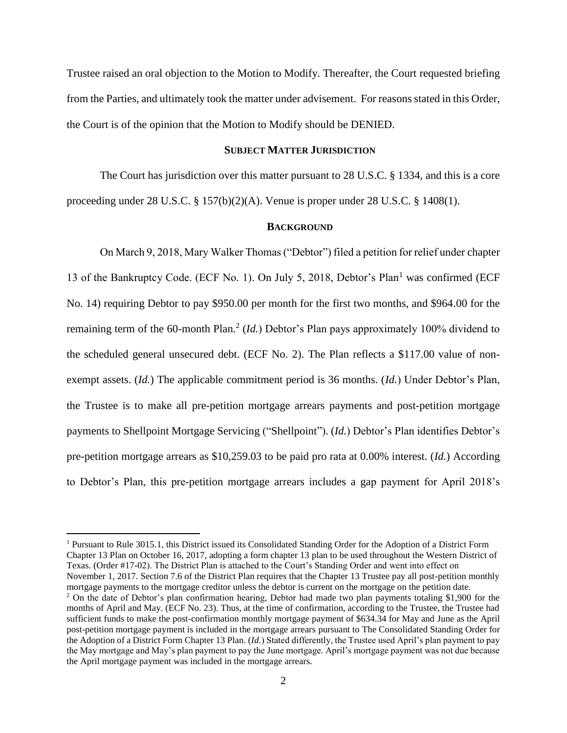Trustee raised an oral objection to the Motion to Modify. Thereafter, the Court requested briefing from the Parties, and ultimately took the matter under advisement. For reasons stated in this Order, the Court is of the opinion that the Motion to Modify should be DENIED.

## SUBJECT MATTER JURISDICTION

The Court has jurisdiction over this matter pursuant to 28 U.S.C. § 1334, and this is a core proceeding under 28 U.S.C. § 157(b)(2)(A). Venue is proper under 28 U.S.C. § 1408(1).

## BACKGROUND

On March 9, 2018, Mary Walker Thomas ("Debtor") filed a petition for relief under chapter 13 of the Bankruptcy Code. (ECF No. 1). On July 5, 2018, Debtor's Plan[1] was confirmed (ECF No. 14) requiring Debtor to pay $950.00 per month for the first two months, and $964.00 for the remaining term of the 60-month Plan.[2] (*Id.*) Debtor's Plan pays approximately 100% dividend to the scheduled general unsecured debt. (ECF No. 2). The Plan reflects a $117.00 value of non-exempt assets. (*Id.*) The applicable commitment period is 36 months. (*Id.*) Under Debtor's Plan, the Trustee is to make all pre-petition mortgage arrears payments and post-petition mortgage payments to Shellpoint Mortgage Servicing ("Shellpoint"). (*Id.*) Debtor's Plan identifies Debtor's pre-petition mortgage arrears as $10,259.03 to be paid pro rata at 0.00% interest. (*Id.*) According to Debtor's Plan, this pre-petition mortgage arrears includes a gap payment for April 2018's

---

[1] Pursuant to Rule 3015.1, this District issued its Consolidated Standing Order for the Adoption of a District Form Chapter 13 Plan on October 16, 2017, adopting a form chapter 13 plan to be used throughout the Western District of Texas. (Order #17-02). The District Plan is attached to the Court's Standing Order and went into effect on November 1, 2017. Section 7.6 of the District Plan requires that the Chapter 13 Trustee pay all post-petition monthly mortgage payments to the mortgage creditor unless the debtor is current on the mortgage on the petition date.

[2] On the date of Debtor's plan confirmation hearing, Debtor had made two plan payments totaling $1,900 for the months of April and May. (ECF No. 23). Thus, at the time of confirmation, according to the Trustee, the Trustee had sufficient funds to make the post-confirmation monthly mortgage payment of $634.34 for May and June as the April post-petition mortgage payment is included in the mortgage arrears pursuant to The Consolidated Standing Order for the Adoption of a District Form Chapter 13 Plan. (*Id.*) Stated differently, the Trustee used April's plan payment to pay the May mortgage and May's plan payment to pay the June mortgage. April's mortgage payment was not due because the April mortgage payment was included in the mortgage arrears.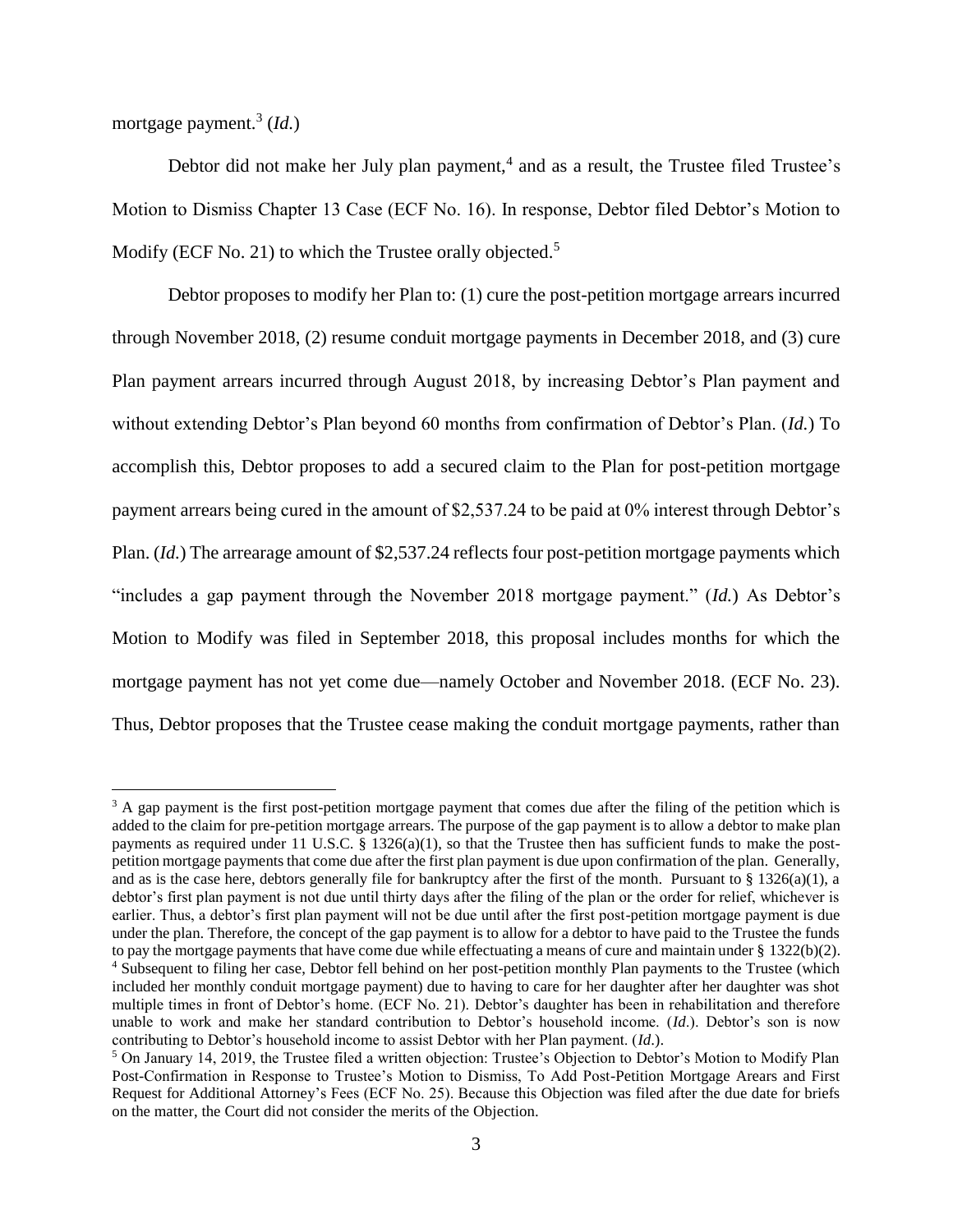mortgage payment.[3] (*Id.*)

Debtor did not make her July plan payment,[4] and as a result, the Trustee filed Trustee's Motion to Dismiss Chapter 13 Case (ECF No. 16). In response, Debtor filed Debtor's Motion to Modify (ECF No. 21) to which the Trustee orally objected.[5]

Debtor proposes to modify her Plan to: (1) cure the post-petition mortgage arrears incurred through November 2018, (2) resume conduit mortgage payments in December 2018, and (3) cure Plan payment arrears incurred through August 2018, by increasing Debtor's Plan payment and without extending Debtor's Plan beyond 60 months from confirmation of Debtor's Plan. (*Id.*) To accomplish this, Debtor proposes to add a secured claim to the Plan for post-petition mortgage payment arrears being cured in the amount of $2,537.24 to be paid at 0% interest through Debtor's Plan. (*Id.*) The arrearage amount of $2,537.24 reflects four post-petition mortgage payments which "includes a gap payment through the November 2018 mortgage payment." (*Id.*) As Debtor's Motion to Modify was filed in September 2018, this proposal includes months for which the mortgage payment has not yet come due—namely October and November 2018. (ECF No. 23). Thus, Debtor proposes that the Trustee cease making the conduit mortgage payments, rather than

---

[3] A gap payment is the first post-petition mortgage payment that comes due after the filing of the petition which is added to the claim for pre-petition mortgage arrears. The purpose of the gap payment is to allow a debtor to make plan payments as required under 11 U.S.C. § 1326(a)(1), so that the Trustee then has sufficient funds to make the post-petition mortgage payments that come due after the first plan payment is due upon confirmation of the plan. Generally, and as is the case here, debtors generally file for bankruptcy after the first of the month. Pursuant to § 1326(a)(1), a debtor's first plan payment is not due until thirty days after the filing of the plan or the order for relief, whichever is earlier. Thus, a debtor's first plan payment will not be due until after the first post-petition mortgage payment is due under the plan. Therefore, the concept of the gap payment is to allow for a debtor to have paid to the Trustee the funds to pay the mortgage payments that have come due while effectuating a means of cure and maintain under § 1322(b)(2).

[4] Subsequent to filing her case, Debtor fell behind on her post-petition monthly Plan payments to the Trustee (which included her monthly conduit mortgage payment) due to having to care for her daughter after her daughter was shot multiple times in front of Debtor's home. (ECF No. 21). Debtor's daughter has been in rehabilitation and therefore unable to work and make her standard contribution to Debtor's household income. (*Id*.). Debtor's son is now contributing to Debtor's household income to assist Debtor with her Plan payment. (*Id*.).

[5] On January 14, 2019, the Trustee filed a written objection: Trustee's Objection to Debtor's Motion to Modify Plan Post-Confirmation in Response to Trustee's Motion to Dismiss, To Add Post-Petition Mortgage Arears and First Request for Additional Attorney's Fees (ECF No. 25). Because this Objection was filed after the due date for briefs on the matter, the Court did not consider the merits of the Objection.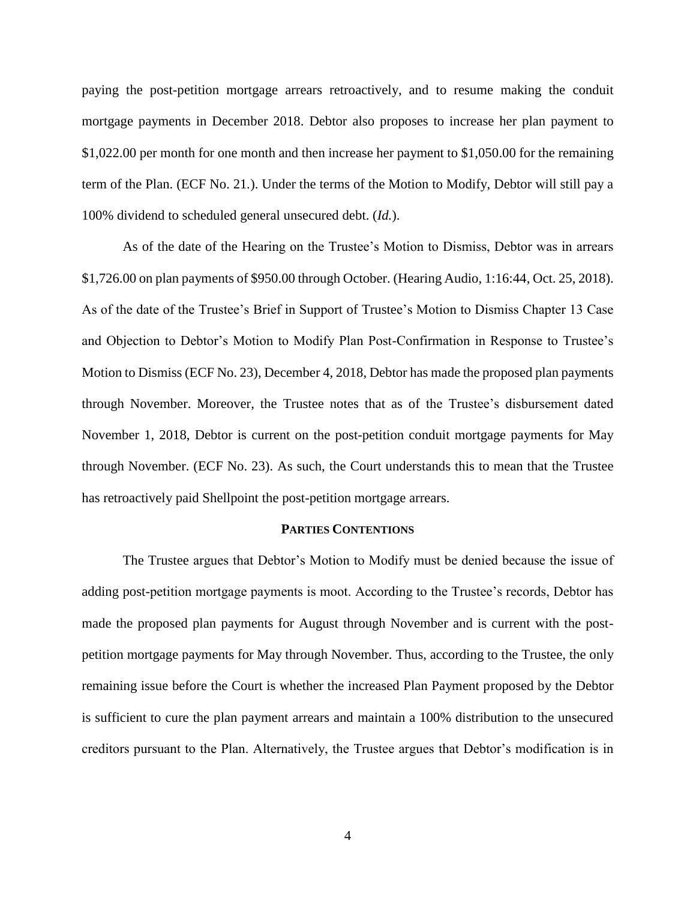paying the post-petition mortgage arrears retroactively, and to resume making the conduit mortgage payments in December 2018. Debtor also proposes to increase her plan payment to $1,022.00 per month for one month and then increase her payment to $1,050.00 for the remaining term of the Plan. (ECF No. 21.). Under the terms of the Motion to Modify, Debtor will still pay a 100% dividend to scheduled general unsecured debt. (*Id.*).

As of the date of the Hearing on the Trustee's Motion to Dismiss, Debtor was in arrears $1,726.00 on plan payments of $950.00 through October. (Hearing Audio, 1:16:44, Oct. 25, 2018). As of the date of the Trustee's Brief in Support of Trustee's Motion to Dismiss Chapter 13 Case and Objection to Debtor's Motion to Modify Plan Post-Confirmation in Response to Trustee's Motion to Dismiss (ECF No. 23), December 4, 2018, Debtor has made the proposed plan payments through November. Moreover, the Trustee notes that as of the Trustee's disbursement dated November 1, 2018, Debtor is current on the post-petition conduit mortgage payments for May through November. (ECF No. 23). As such, the Court understands this to mean that the Trustee has retroactively paid Shellpoint the post-petition mortgage arrears.

## PARTIES CONTENTIONS

The Trustee argues that Debtor's Motion to Modify must be denied because the issue of adding post-petition mortgage payments is moot. According to the Trustee's records, Debtor has made the proposed plan payments for August through November and is current with the post-petition mortgage payments for May through November. Thus, according to the Trustee, the only remaining issue before the Court is whether the increased Plan Payment proposed by the Debtor is sufficient to cure the plan payment arrears and maintain a 100% distribution to the unsecured creditors pursuant to the Plan. Alternatively, the Trustee argues that Debtor's modification is in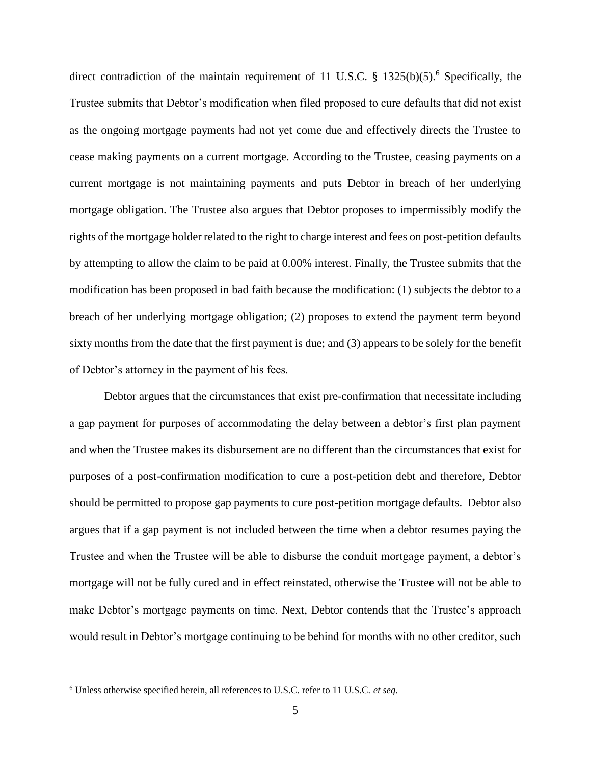direct contradiction of the maintain requirement of 11 U.S.C. § 1325(b)(5).[6] Specifically, the Trustee submits that Debtor's modification when filed proposed to cure defaults that did not exist as the ongoing mortgage payments had not yet come due and effectively directs the Trustee to cease making payments on a current mortgage. According to the Trustee, ceasing payments on a current mortgage is not maintaining payments and puts Debtor in breach of her underlying mortgage obligation. The Trustee also argues that Debtor proposes to impermissibly modify the rights of the mortgage holder related to the right to charge interest and fees on post-petition defaults by attempting to allow the claim to be paid at 0.00% interest. Finally, the Trustee submits that the modification has been proposed in bad faith because the modification: (1) subjects the debtor to a breach of her underlying mortgage obligation; (2) proposes to extend the payment term beyond sixty months from the date that the first payment is due; and (3) appears to be solely for the benefit of Debtor's attorney in the payment of his fees.

Debtor argues that the circumstances that exist pre-confirmation that necessitate including a gap payment for purposes of accommodating the delay between a debtor's first plan payment and when the Trustee makes its disbursement are no different than the circumstances that exist for purposes of a post-confirmation modification to cure a post-petition debt and therefore, Debtor should be permitted to propose gap payments to cure post-petition mortgage defaults. Debtor also argues that if a gap payment is not included between the time when a debtor resumes paying the Trustee and when the Trustee will be able to disburse the conduit mortgage payment, a debtor's mortgage will not be fully cured and in effect reinstated, otherwise the Trustee will not be able to make Debtor's mortgage payments on time. Next, Debtor contends that the Trustee's approach would result in Debtor's mortgage continuing to be behind for months with no other creditor, such

---

[6] Unless otherwise specified herein, all references to U.S.C. refer to 11 U.S.C. *et seq*.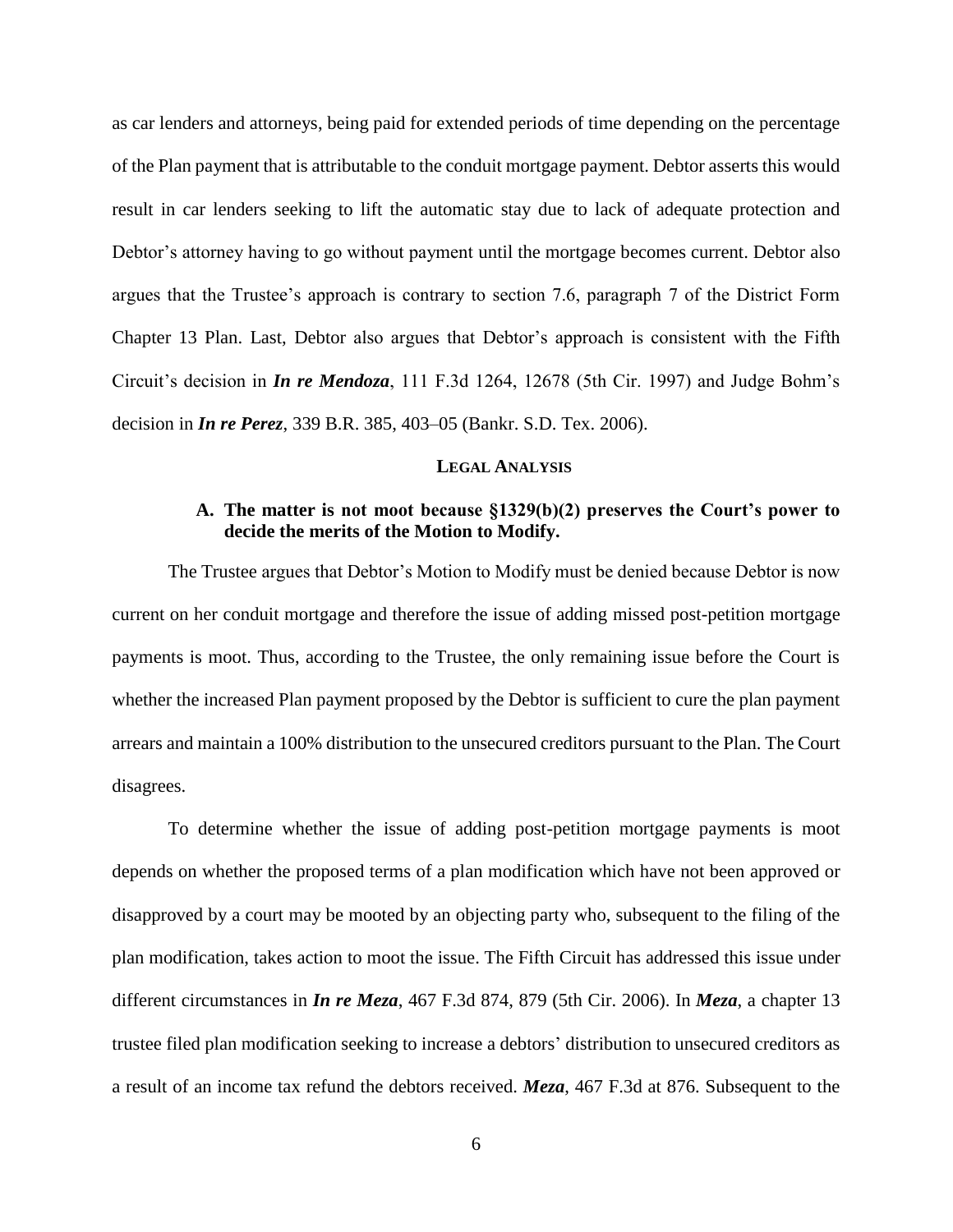as car lenders and attorneys, being paid for extended periods of time depending on the percentage of the Plan payment that is attributable to the conduit mortgage payment. Debtor asserts this would result in car lenders seeking to lift the automatic stay due to lack of adequate protection and Debtor's attorney having to go without payment until the mortgage becomes current. Debtor also argues that the Trustee's approach is contrary to section 7.6, paragraph 7 of the District Form Chapter 13 Plan. Last, Debtor also argues that Debtor's approach is consistent with the Fifth Circuit's decision in ***In re Mendoza***, 111 F.3d 1264, 12678 (5th Cir. 1997) and Judge Bohm's decision in ***In re Perez***, 339 B.R. 385, 403–05 (Bankr. S.D. Tex. 2006).

## LEGAL ANALYSIS

### A. The matter is not moot because §1329(b)(2) preserves the Court's power to decide the merits of the Motion to Modify.

The Trustee argues that Debtor's Motion to Modify must be denied because Debtor is now current on her conduit mortgage and therefore the issue of adding missed post-petition mortgage payments is moot. Thus, according to the Trustee, the only remaining issue before the Court is whether the increased Plan payment proposed by the Debtor is sufficient to cure the plan payment arrears and maintain a 100% distribution to the unsecured creditors pursuant to the Plan. The Court disagrees.

To determine whether the issue of adding post-petition mortgage payments is moot depends on whether the proposed terms of a plan modification which have not been approved or disapproved by a court may be mooted by an objecting party who, subsequent to the filing of the plan modification, takes action to moot the issue. The Fifth Circuit has addressed this issue under different circumstances in ***In re Meza***, 467 F.3d 874, 879 (5th Cir. 2006). In ***Meza***, a chapter 13 trustee filed plan modification seeking to increase a debtors' distribution to unsecured creditors as a result of an income tax refund the debtors received. ***Meza***, 467 F.3d at 876. Subsequent to the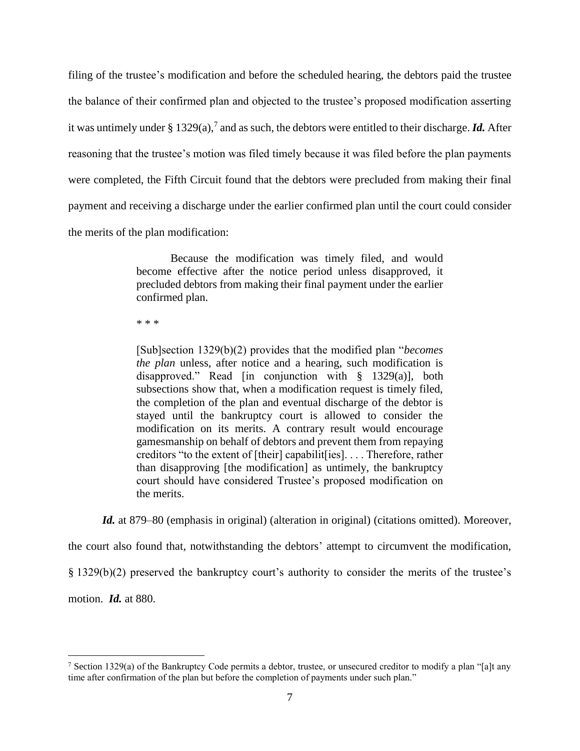filing of the trustee's modification and before the scheduled hearing, the debtors paid the trustee the balance of their confirmed plan and objected to the trustee's proposed modification asserting it was untimely under § 1329(a),[7] and as such, the debtors were entitled to their discharge. ***Id.*** After reasoning that the trustee's motion was filed timely because it was filed before the plan payments were completed, the Fifth Circuit found that the debtors were precluded from making their final payment and receiving a discharge under the earlier confirmed plan until the court could consider the merits of the plan modification:

> Because the modification was timely filed, and would become effective after the notice period unless disapproved, it precluded debtors from making their final payment under the earlier confirmed plan.
>
> \* \* \*
>
> [Sub]section 1329(b)(2) provides that the modified plan "*becomes the plan* unless, after notice and a hearing, such modification is disapproved." Read [in conjunction with § 1329(a)], both subsections show that, when a modification request is timely filed, the completion of the plan and eventual discharge of the debtor is stayed until the bankruptcy court is allowed to consider the modification on its merits. A contrary result would encourage gamesmanship on behalf of debtors and prevent them from repaying creditors "to the extent of [their] capabilit[ies]. . . . Therefore, rather than disapproving [the modification] as untimely, the bankruptcy court should have considered Trustee's proposed modification on the merits.

***Id.*** at 879–80 (emphasis in original) (alteration in original) (citations omitted). Moreover, the court also found that, notwithstanding the debtors' attempt to circumvent the modification, § 1329(b)(2) preserved the bankruptcy court's authority to consider the merits of the trustee's motion. ***Id.*** at 880.

---

[7] Section 1329(a) of the Bankruptcy Code permits a debtor, trustee, or unsecured creditor to modify a plan "[a]t any time after confirmation of the plan but before the completion of payments under such plan."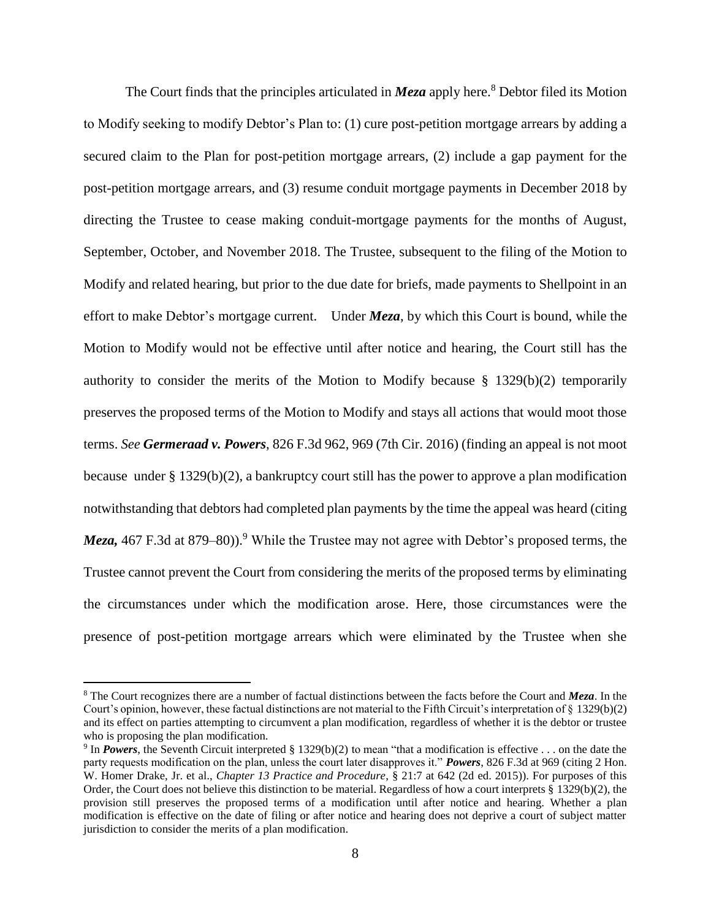The Court finds that the principles articulated in ***Meza*** apply here.[8] Debtor filed its Motion to Modify seeking to modify Debtor's Plan to: (1) cure post-petition mortgage arrears by adding a secured claim to the Plan for post-petition mortgage arrears, (2) include a gap payment for the post-petition mortgage arrears, and (3) resume conduit mortgage payments in December 2018 by directing the Trustee to cease making conduit-mortgage payments for the months of August, September, October, and November 2018. The Trustee, subsequent to the filing of the Motion to Modify and related hearing, but prior to the due date for briefs, made payments to Shellpoint in an effort to make Debtor's mortgage current. Under ***Meza***, by which this Court is bound, while the Motion to Modify would not be effective until after notice and hearing, the Court still has the authority to consider the merits of the Motion to Modify because § 1329(b)(2) temporarily preserves the proposed terms of the Motion to Modify and stays all actions that would moot those terms. *See* ***Germeraad v. Powers***, 826 F.3d 962, 969 (7th Cir. 2016) (finding an appeal is not moot because under § 1329(b)(2), a bankruptcy court still has the power to approve a plan modification notwithstanding that debtors had completed plan payments by the time the appeal was heard (citing ***Meza,*** 467 F.3d at 879–80)).[9] While the Trustee may not agree with Debtor's proposed terms, the Trustee cannot prevent the Court from considering the merits of the proposed terms by eliminating the circumstances under which the modification arose. Here, those circumstances were the presence of post-petition mortgage arrears which were eliminated by the Trustee when she

---

[8] The Court recognizes there are a number of factual distinctions between the facts before the Court and ***Meza***. In the Court's opinion, however, these factual distinctions are not material to the Fifth Circuit's interpretation of § 1329(b)(2) and its effect on parties attempting to circumvent a plan modification, regardless of whether it is the debtor or trustee who is proposing the plan modification.

[9] In ***Powers***, the Seventh Circuit interpreted § 1329(b)(2) to mean "that a modification is effective . . . on the date the party requests modification on the plan, unless the court later disapproves it." ***Powers***, 826 F.3d at 969 (citing 2 Hon. W. Homer Drake, Jr. et al., *Chapter 13 Practice and Procedure*, § 21:7 at 642 (2d ed. 2015)). For purposes of this Order, the Court does not believe this distinction to be material. Regardless of how a court interprets § 1329(b)(2), the provision still preserves the proposed terms of a modification until after notice and hearing. Whether a plan modification is effective on the date of filing or after notice and hearing does not deprive a court of subject matter jurisdiction to consider the merits of a plan modification.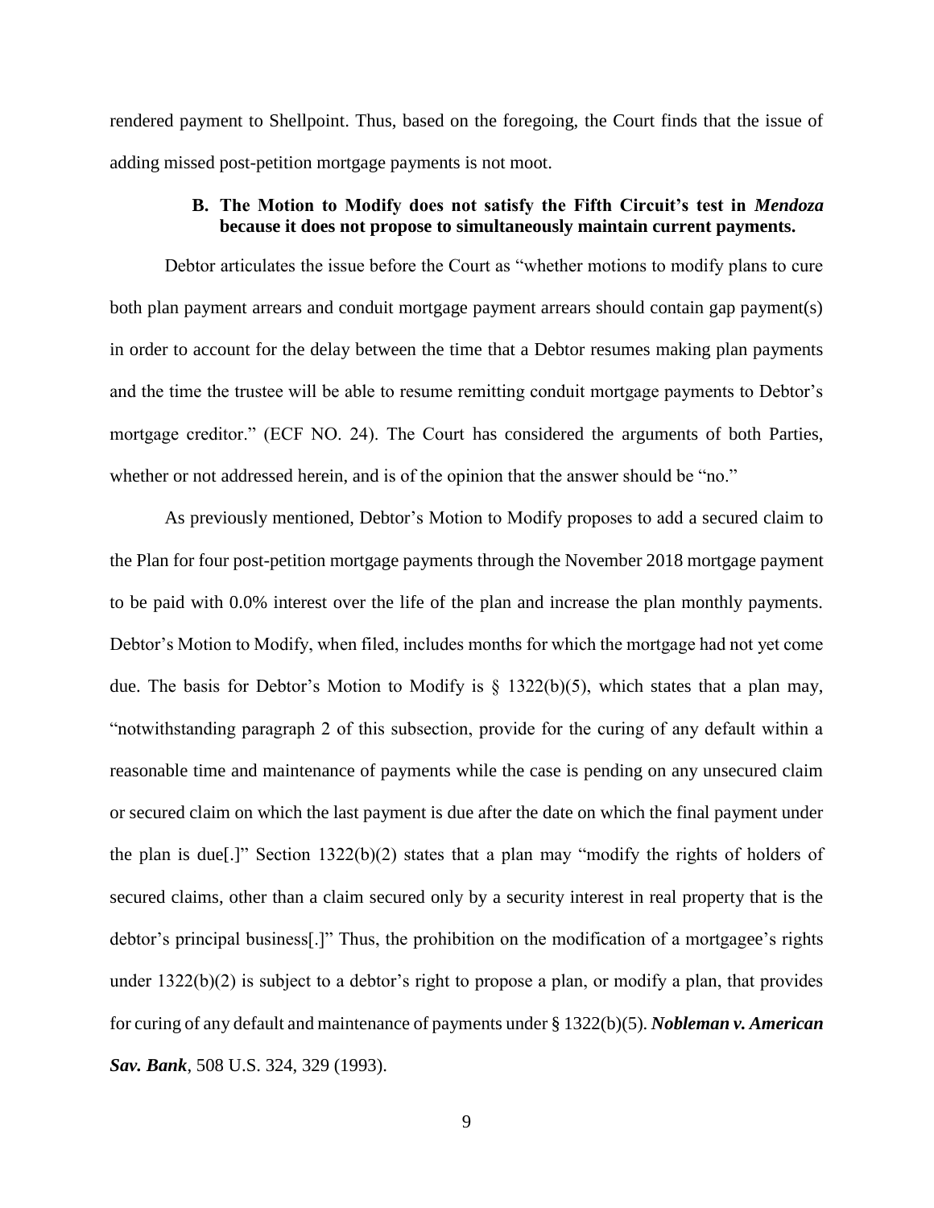rendered payment to Shellpoint. Thus, based on the foregoing, the Court finds that the issue of adding missed post-petition mortgage payments is not moot.

### B. The Motion to Modify does not satisfy the Fifth Circuit's test in *Mendoza* because it does not propose to simultaneously maintain current payments.

Debtor articulates the issue before the Court as "whether motions to modify plans to cure both plan payment arrears and conduit mortgage payment arrears should contain gap payment(s) in order to account for the delay between the time that a Debtor resumes making plan payments and the time the trustee will be able to resume remitting conduit mortgage payments to Debtor's mortgage creditor." (ECF NO. 24). The Court has considered the arguments of both Parties, whether or not addressed herein, and is of the opinion that the answer should be "no."

As previously mentioned, Debtor's Motion to Modify proposes to add a secured claim to the Plan for four post-petition mortgage payments through the November 2018 mortgage payment to be paid with 0.0% interest over the life of the plan and increase the plan monthly payments. Debtor's Motion to Modify, when filed, includes months for which the mortgage had not yet come due. The basis for Debtor's Motion to Modify is § 1322(b)(5), which states that a plan may, "notwithstanding paragraph 2 of this subsection, provide for the curing of any default within a reasonable time and maintenance of payments while the case is pending on any unsecured claim or secured claim on which the last payment is due after the date on which the final payment under the plan is due[.]" Section 1322(b)(2) states that a plan may "modify the rights of holders of secured claims, other than a claim secured only by a security interest in real property that is the debtor's principal business[.]" Thus, the prohibition on the modification of a mortgagee's rights under 1322(b)(2) is subject to a debtor's right to propose a plan, or modify a plan, that provides for curing of any default and maintenance of payments under § 1322(b)(5). ***Nobleman v. American Sav. Bank***, 508 U.S. 324, 329 (1993).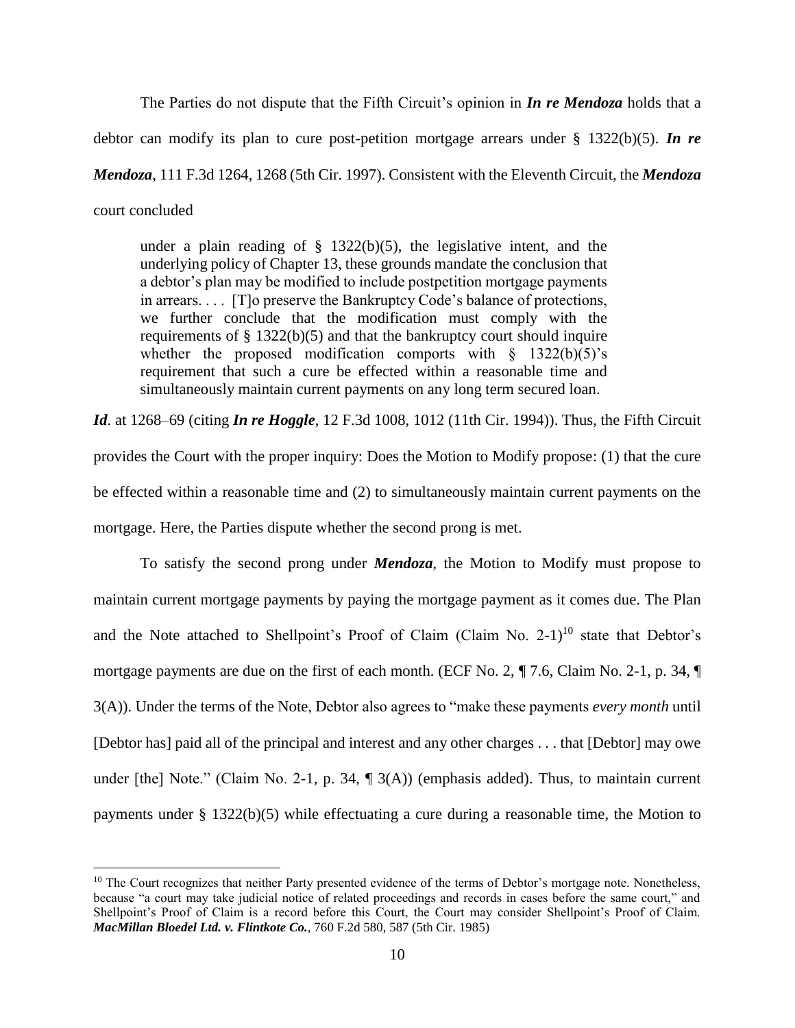The Parties do not dispute that the Fifth Circuit's opinion in ***In re Mendoza*** holds that a debtor can modify its plan to cure post-petition mortgage arrears under § 1322(b)(5). ***In re Mendoza***, 111 F.3d 1264, 1268 (5th Cir. 1997). Consistent with the Eleventh Circuit, the ***Mendoza*** court concluded

> under a plain reading of § 1322(b)(5), the legislative intent, and the underlying policy of Chapter 13, these grounds mandate the conclusion that a debtor's plan may be modified to include postpetition mortgage payments in arrears. . . . [T]o preserve the Bankruptcy Code's balance of protections, we further conclude that the modification must comply with the requirements of § 1322(b)(5) and that the bankruptcy court should inquire whether the proposed modification comports with § 1322(b)(5)'s requirement that such a cure be effected within a reasonable time and simultaneously maintain current payments on any long term secured loan.

***Id***. at 1268–69 (citing ***In re Hoggle***, 12 F.3d 1008, 1012 (11th Cir. 1994)). Thus, the Fifth Circuit provides the Court with the proper inquiry: Does the Motion to Modify propose: (1) that the cure be effected within a reasonable time and (2) to simultaneously maintain current payments on the mortgage. Here, the Parties dispute whether the second prong is met.

To satisfy the second prong under ***Mendoza***, the Motion to Modify must propose to maintain current mortgage payments by paying the mortgage payment as it comes due. The Plan and the Note attached to Shellpoint's Proof of Claim (Claim No. 2-1)[10] state that Debtor's mortgage payments are due on the first of each month. (ECF No. 2, ¶ 7.6, Claim No. 2-1, p. 34, ¶ 3(A)). Under the terms of the Note, Debtor also agrees to "make these payments *every month* until [Debtor has] paid all of the principal and interest and any other charges . . . that [Debtor] may owe under [the] Note." (Claim No. 2-1, p. 34, ¶ 3(A)) (emphasis added). Thus, to maintain current payments under § 1322(b)(5) while effectuating a cure during a reasonable time, the Motion to

[10] The Court recognizes that neither Party presented evidence of the terms of Debtor's mortgage note. Nonetheless, because "a court may take judicial notice of related proceedings and records in cases before the same court," and Shellpoint's Proof of Claim is a record before this Court, the Court may consider Shellpoint's Proof of Claim. ***MacMillan Bloedel Ltd. v. Flintkote Co.***, 760 F.2d 580, 587 (5th Cir. 1985)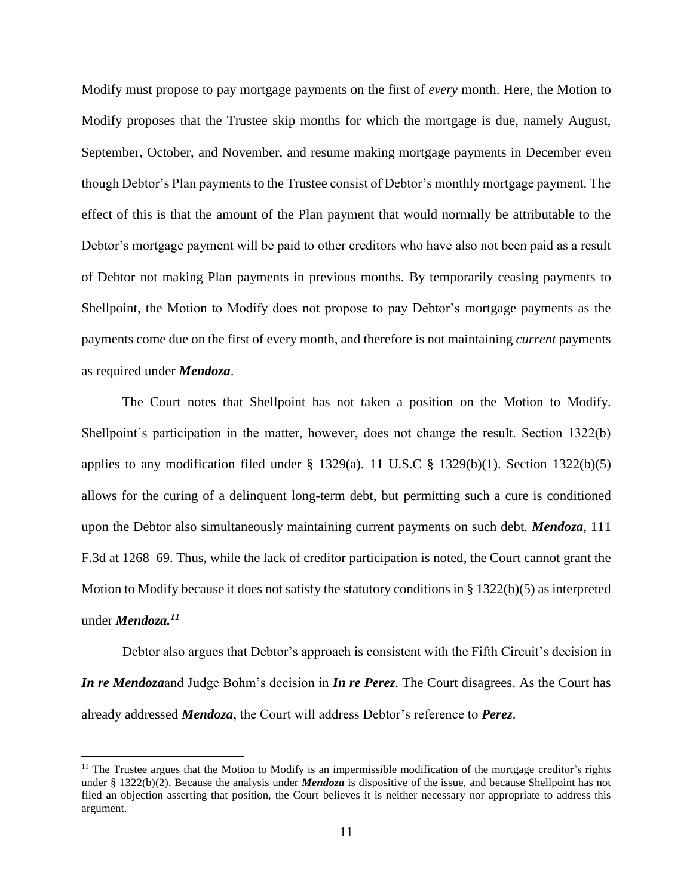Modify must propose to pay mortgage payments on the first of *every* month. Here, the Motion to Modify proposes that the Trustee skip months for which the mortgage is due, namely August, September, October, and November, and resume making mortgage payments in December even though Debtor's Plan payments to the Trustee consist of Debtor's monthly mortgage payment. The effect of this is that the amount of the Plan payment that would normally be attributable to the Debtor's mortgage payment will be paid to other creditors who have also not been paid as a result of Debtor not making Plan payments in previous months. By temporarily ceasing payments to Shellpoint, the Motion to Modify does not propose to pay Debtor's mortgage payments as the payments come due on the first of every month, and therefore is not maintaining *current* payments as required under ***Mendoza***.

The Court notes that Shellpoint has not taken a position on the Motion to Modify. Shellpoint's participation in the matter, however, does not change the result. Section 1322(b) applies to any modification filed under § 1329(a). 11 U.S.C § 1329(b)(1). Section 1322(b)(5) allows for the curing of a delinquent long-term debt, but permitting such a cure is conditioned upon the Debtor also simultaneously maintaining current payments on such debt. ***Mendoza***, 111 F.3d at 1268–69. Thus, while the lack of creditor participation is noted, the Court cannot grant the Motion to Modify because it does not satisfy the statutory conditions in § 1322(b)(5) as interpreted under ***Mendoza.***[11]

Debtor also argues that Debtor's approach is consistent with the Fifth Circuit's decision in ***In re Mendoza***and Judge Bohm's decision in ***In re Perez***. The Court disagrees. As the Court has already addressed ***Mendoza***, the Court will address Debtor's reference to ***Perez***.

[11] The Trustee argues that the Motion to Modify is an impermissible modification of the mortgage creditor's rights under § 1322(b)(2). Because the analysis under ***Mendoza*** is dispositive of the issue, and because Shellpoint has not filed an objection asserting that position, the Court believes it is neither necessary nor appropriate to address this argument.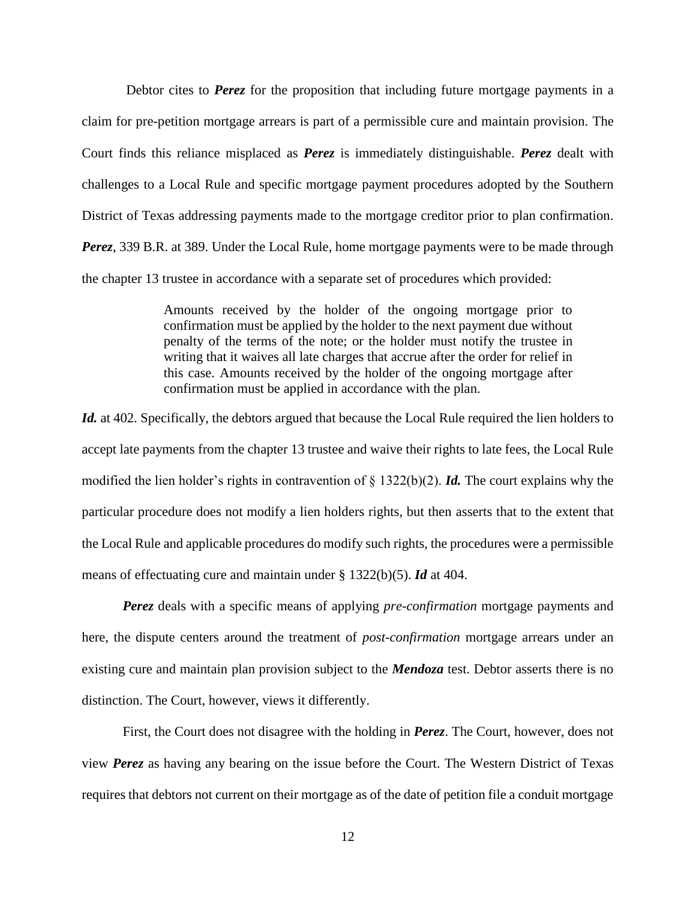Debtor cites to ***Perez*** for the proposition that including future mortgage payments in a claim for pre-petition mortgage arrears is part of a permissible cure and maintain provision. The Court finds this reliance misplaced as ***Perez*** is immediately distinguishable. ***Perez*** dealt with challenges to a Local Rule and specific mortgage payment procedures adopted by the Southern District of Texas addressing payments made to the mortgage creditor prior to plan confirmation. ***Perez***, 339 B.R. at 389. Under the Local Rule, home mortgage payments were to be made through the chapter 13 trustee in accordance with a separate set of procedures which provided:

> Amounts received by the holder of the ongoing mortgage prior to confirmation must be applied by the holder to the next payment due without penalty of the terms of the note; or the holder must notify the trustee in writing that it waives all late charges that accrue after the order for relief in this case. Amounts received by the holder of the ongoing mortgage after confirmation must be applied in accordance with the plan.

***Id.*** at 402. Specifically, the debtors argued that because the Local Rule required the lien holders to accept late payments from the chapter 13 trustee and waive their rights to late fees, the Local Rule modified the lien holder's rights in contravention of § 1322(b)(2). ***Id.*** The court explains why the particular procedure does not modify a lien holders rights, but then asserts that to the extent that the Local Rule and applicable procedures do modify such rights, the procedures were a permissible means of effectuating cure and maintain under § 1322(b)(5). ***Id*** at 404.

***Perez*** deals with a specific means of applying *pre-confirmation* mortgage payments and here, the dispute centers around the treatment of *post-confirmation* mortgage arrears under an existing cure and maintain plan provision subject to the ***Mendoza*** test. Debtor asserts there is no distinction. The Court, however, views it differently.

First, the Court does not disagree with the holding in ***Perez***. The Court, however, does not view ***Perez*** as having any bearing on the issue before the Court. The Western District of Texas requires that debtors not current on their mortgage as of the date of petition file a conduit mortgage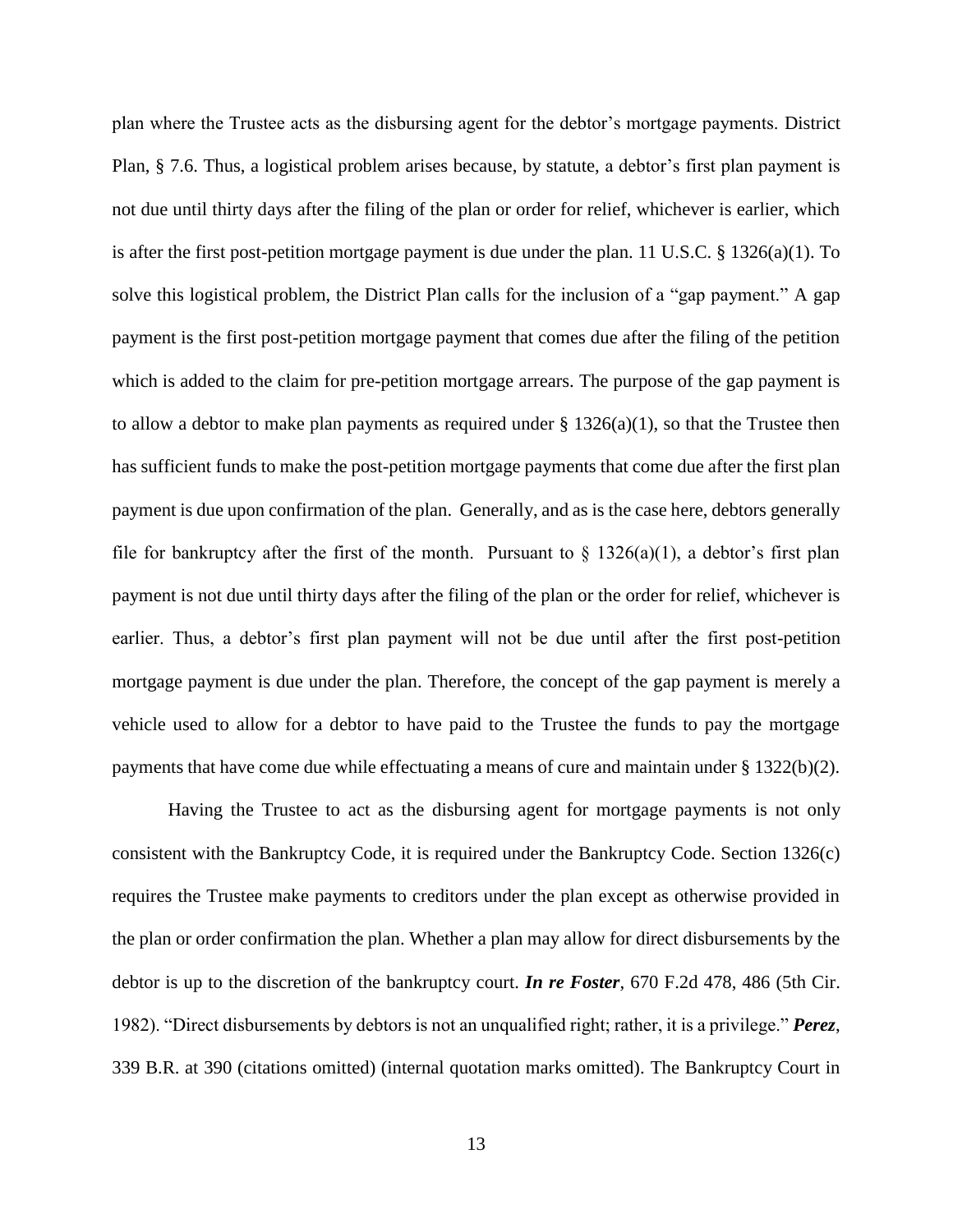plan where the Trustee acts as the disbursing agent for the debtor's mortgage payments. District Plan, § 7.6. Thus, a logistical problem arises because, by statute, a debtor's first plan payment is not due until thirty days after the filing of the plan or order for relief, whichever is earlier, which is after the first post-petition mortgage payment is due under the plan. 11 U.S.C. § 1326(a)(1). To solve this logistical problem, the District Plan calls for the inclusion of a "gap payment." A gap payment is the first post-petition mortgage payment that comes due after the filing of the petition which is added to the claim for pre-petition mortgage arrears. The purpose of the gap payment is to allow a debtor to make plan payments as required under § 1326(a)(1), so that the Trustee then has sufficient funds to make the post-petition mortgage payments that come due after the first plan payment is due upon confirmation of the plan. Generally, and as is the case here, debtors generally file for bankruptcy after the first of the month. Pursuant to § 1326(a)(1), a debtor's first plan payment is not due until thirty days after the filing of the plan or the order for relief, whichever is earlier. Thus, a debtor's first plan payment will not be due until after the first post-petition mortgage payment is due under the plan. Therefore, the concept of the gap payment is merely a vehicle used to allow for a debtor to have paid to the Trustee the funds to pay the mortgage payments that have come due while effectuating a means of cure and maintain under § 1322(b)(2).

Having the Trustee to act as the disbursing agent for mortgage payments is not only consistent with the Bankruptcy Code, it is required under the Bankruptcy Code. Section 1326(c) requires the Trustee make payments to creditors under the plan except as otherwise provided in the plan or order confirmation the plan. Whether a plan may allow for direct disbursements by the debtor is up to the discretion of the bankruptcy court. ***In re Foster***, 670 F.2d 478, 486 (5th Cir. 1982). "Direct disbursements by debtors is not an unqualified right; rather, it is a privilege." ***Perez***, 339 B.R. at 390 (citations omitted) (internal quotation marks omitted). The Bankruptcy Court in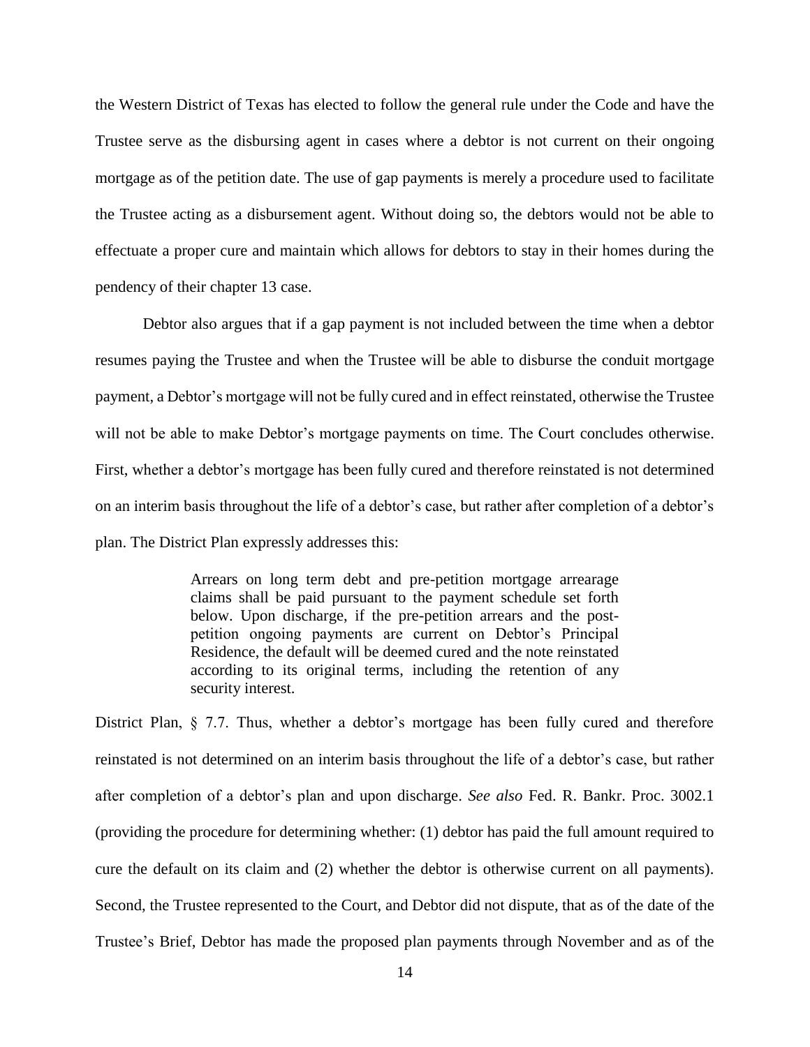the Western District of Texas has elected to follow the general rule under the Code and have the Trustee serve as the disbursing agent in cases where a debtor is not current on their ongoing mortgage as of the petition date. The use of gap payments is merely a procedure used to facilitate the Trustee acting as a disbursement agent. Without doing so, the debtors would not be able to effectuate a proper cure and maintain which allows for debtors to stay in their homes during the pendency of their chapter 13 case.

Debtor also argues that if a gap payment is not included between the time when a debtor resumes paying the Trustee and when the Trustee will be able to disburse the conduit mortgage payment, a Debtor's mortgage will not be fully cured and in effect reinstated, otherwise the Trustee will not be able to make Debtor's mortgage payments on time. The Court concludes otherwise. First, whether a debtor's mortgage has been fully cured and therefore reinstated is not determined on an interim basis throughout the life of a debtor's case, but rather after completion of a debtor's plan. The District Plan expressly addresses this:

> Arrears on long term debt and pre-petition mortgage arrearage claims shall be paid pursuant to the payment schedule set forth below. Upon discharge, if the pre-petition arrears and the post-petition ongoing payments are current on Debtor's Principal Residence, the default will be deemed cured and the note reinstated according to its original terms, including the retention of any security interest.

District Plan, § 7.7. Thus, whether a debtor's mortgage has been fully cured and therefore reinstated is not determined on an interim basis throughout the life of a debtor's case, but rather after completion of a debtor's plan and upon discharge. *See also* Fed. R. Bankr. Proc. 3002.1 (providing the procedure for determining whether: (1) debtor has paid the full amount required to cure the default on its claim and (2) whether the debtor is otherwise current on all payments). Second, the Trustee represented to the Court, and Debtor did not dispute, that as of the date of the Trustee's Brief, Debtor has made the proposed plan payments through November and as of the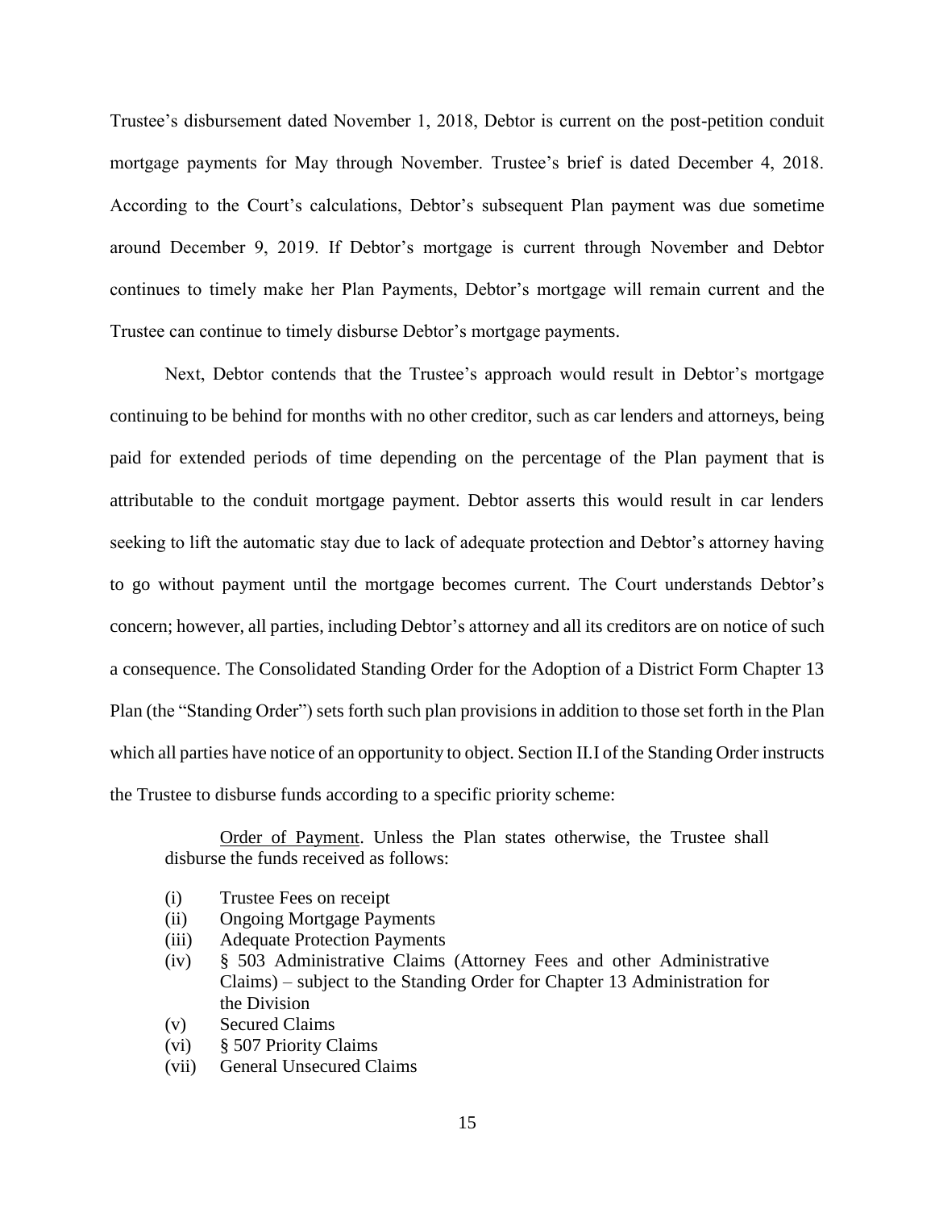Trustee's disbursement dated November 1, 2018, Debtor is current on the post-petition conduit mortgage payments for May through November. Trustee's brief is dated December 4, 2018. According to the Court's calculations, Debtor's subsequent Plan payment was due sometime around December 9, 2019. If Debtor's mortgage is current through November and Debtor continues to timely make her Plan Payments, Debtor's mortgage will remain current and the Trustee can continue to timely disburse Debtor's mortgage payments.

Next, Debtor contends that the Trustee's approach would result in Debtor's mortgage continuing to be behind for months with no other creditor, such as car lenders and attorneys, being paid for extended periods of time depending on the percentage of the Plan payment that is attributable to the conduit mortgage payment. Debtor asserts this would result in car lenders seeking to lift the automatic stay due to lack of adequate protection and Debtor's attorney having to go without payment until the mortgage becomes current. The Court understands Debtor's concern; however, all parties, including Debtor's attorney and all its creditors are on notice of such a consequence. The Consolidated Standing Order for the Adoption of a District Form Chapter 13 Plan (the "Standing Order") sets forth such plan provisions in addition to those set forth in the Plan which all parties have notice of an opportunity to object. Section II.I of the Standing Order instructs the Trustee to disburse funds according to a specific priority scheme:

> Order of Payment. Unless the Plan states otherwise, the Trustee shall disburse the funds received as follows:
>
> (i) Trustee Fees on receipt
> (ii) Ongoing Mortgage Payments
> (iii) Adequate Protection Payments
> (iv) § 503 Administrative Claims (Attorney Fees and other Administrative Claims) – subject to the Standing Order for Chapter 13 Administration for the Division
> (v) Secured Claims
> (vi) § 507 Priority Claims
> (vii) General Unsecured Claims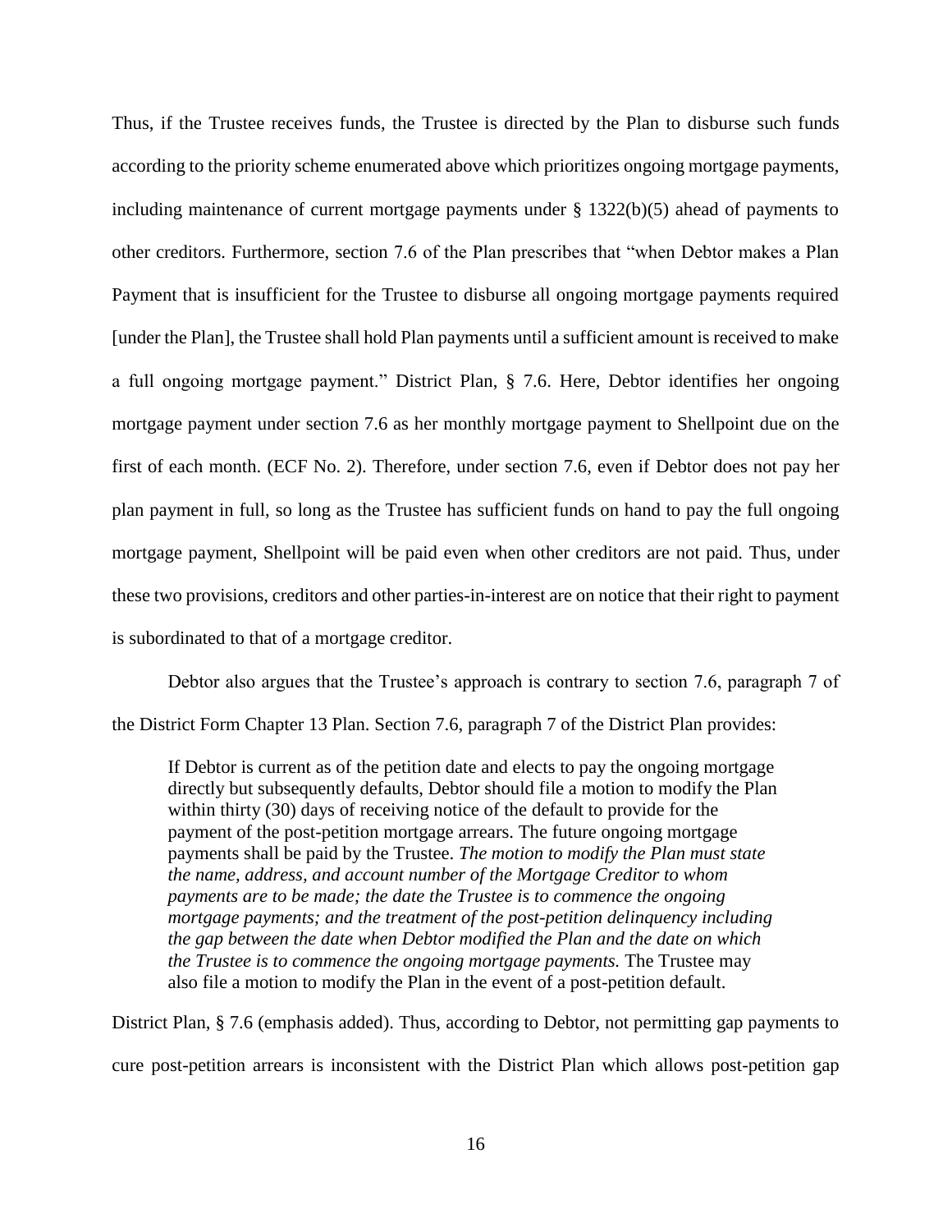Thus, if the Trustee receives funds, the Trustee is directed by the Plan to disburse such funds according to the priority scheme enumerated above which prioritizes ongoing mortgage payments, including maintenance of current mortgage payments under § 1322(b)(5) ahead of payments to other creditors. Furthermore, section 7.6 of the Plan prescribes that "when Debtor makes a Plan Payment that is insufficient for the Trustee to disburse all ongoing mortgage payments required [under the Plan], the Trustee shall hold Plan payments until a sufficient amount is received to make a full ongoing mortgage payment." District Plan, § 7.6. Here, Debtor identifies her ongoing mortgage payment under section 7.6 as her monthly mortgage payment to Shellpoint due on the first of each month. (ECF No. 2). Therefore, under section 7.6, even if Debtor does not pay her plan payment in full, so long as the Trustee has sufficient funds on hand to pay the full ongoing mortgage payment, Shellpoint will be paid even when other creditors are not paid. Thus, under these two provisions, creditors and other parties-in-interest are on notice that their right to payment is subordinated to that of a mortgage creditor.

Debtor also argues that the Trustee's approach is contrary to section 7.6, paragraph 7 of the District Form Chapter 13 Plan. Section 7.6, paragraph 7 of the District Plan provides:

> If Debtor is current as of the petition date and elects to pay the ongoing mortgage directly but subsequently defaults, Debtor should file a motion to modify the Plan within thirty (30) days of receiving notice of the default to provide for the payment of the post-petition mortgage arrears. The future ongoing mortgage payments shall be paid by the Trustee. *The motion to modify the Plan must state the name, address, and account number of the Mortgage Creditor to whom payments are to be made; the date the Trustee is to commence the ongoing mortgage payments; and the treatment of the post-petition delinquency including the gap between the date when Debtor modified the Plan and the date on which the Trustee is to commence the ongoing mortgage payments.* The Trustee may also file a motion to modify the Plan in the event of a post-petition default.

District Plan, § 7.6 (emphasis added). Thus, according to Debtor, not permitting gap payments to cure post-petition arrears is inconsistent with the District Plan which allows post-petition gap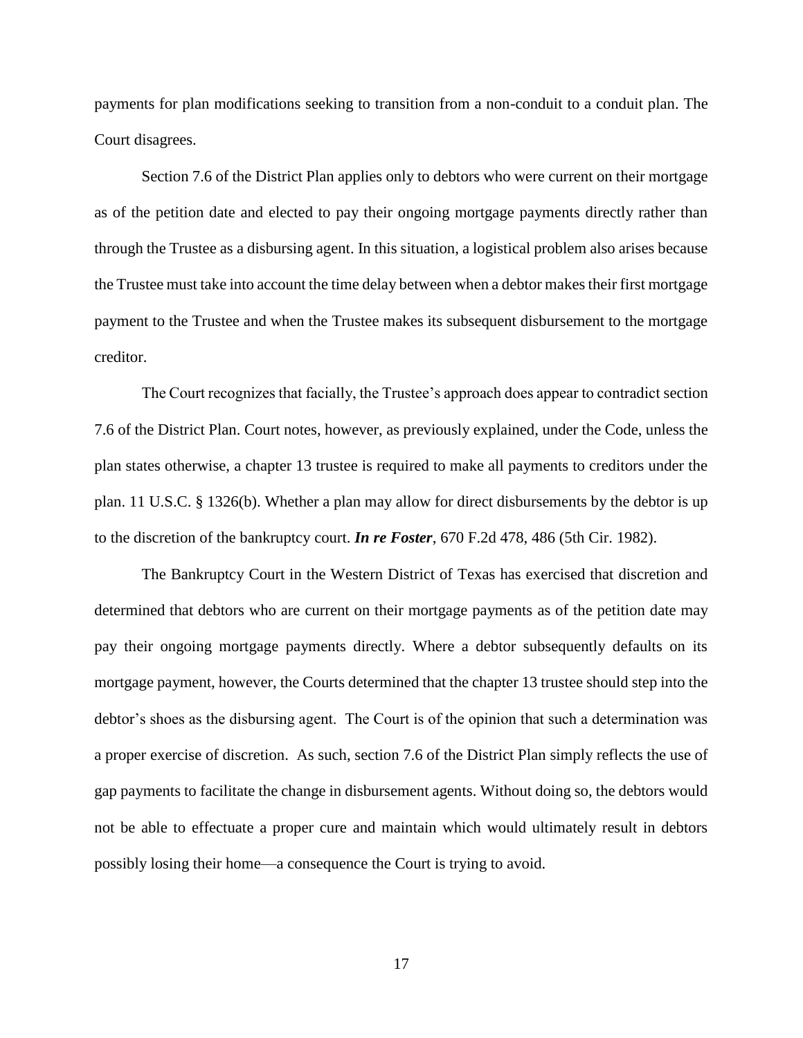payments for plan modifications seeking to transition from a non-conduit to a conduit plan. The Court disagrees.

Section 7.6 of the District Plan applies only to debtors who were current on their mortgage as of the petition date and elected to pay their ongoing mortgage payments directly rather than through the Trustee as a disbursing agent. In this situation, a logistical problem also arises because the Trustee must take into account the time delay between when a debtor makes their first mortgage payment to the Trustee and when the Trustee makes its subsequent disbursement to the mortgage creditor.

The Court recognizes that facially, the Trustee's approach does appear to contradict section 7.6 of the District Plan. Court notes, however, as previously explained, under the Code, unless the plan states otherwise, a chapter 13 trustee is required to make all payments to creditors under the plan. 11 U.S.C. § 1326(b). Whether a plan may allow for direct disbursements by the debtor is up to the discretion of the bankruptcy court. ***In re Foster***, 670 F.2d 478, 486 (5th Cir. 1982).

The Bankruptcy Court in the Western District of Texas has exercised that discretion and determined that debtors who are current on their mortgage payments as of the petition date may pay their ongoing mortgage payments directly. Where a debtor subsequently defaults on its mortgage payment, however, the Courts determined that the chapter 13 trustee should step into the debtor's shoes as the disbursing agent. The Court is of the opinion that such a determination was a proper exercise of discretion. As such, section 7.6 of the District Plan simply reflects the use of gap payments to facilitate the change in disbursement agents. Without doing so, the debtors would not be able to effectuate a proper cure and maintain which would ultimately result in debtors possibly losing their home—a consequence the Court is trying to avoid.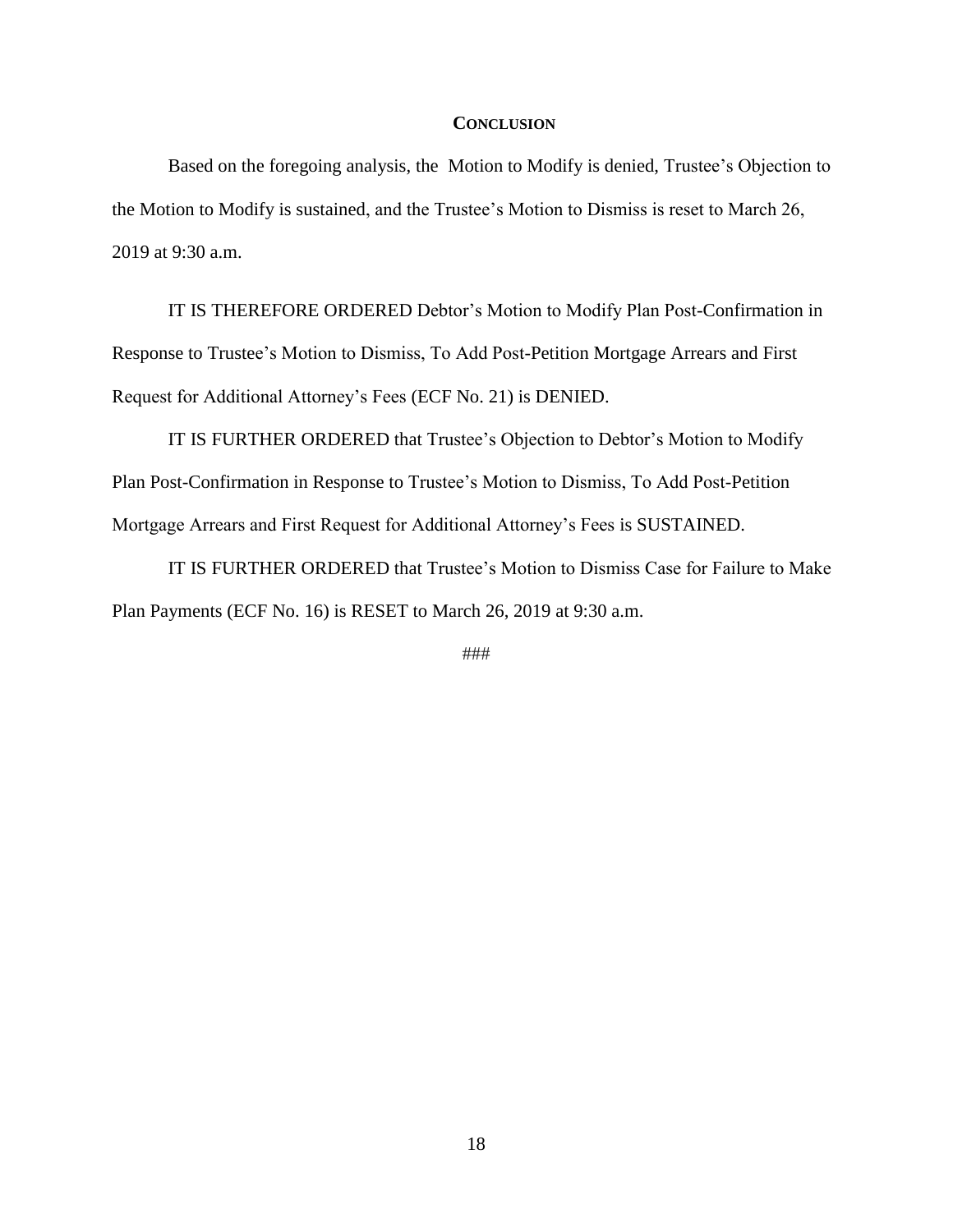## CONCLUSION

Based on the foregoing analysis, the Motion to Modify is denied, Trustee's Objection to the Motion to Modify is sustained, and the Trustee's Motion to Dismiss is reset to March 26, 2019 at 9:30 a.m.

IT IS THEREFORE ORDERED Debtor's Motion to Modify Plan Post-Confirmation in Response to Trustee's Motion to Dismiss, To Add Post-Petition Mortgage Arrears and First Request for Additional Attorney's Fees (ECF No. 21) is DENIED.

IT IS FURTHER ORDERED that Trustee's Objection to Debtor's Motion to Modify Plan Post-Confirmation in Response to Trustee's Motion to Dismiss, To Add Post-Petition Mortgage Arrears and First Request for Additional Attorney's Fees is SUSTAINED.

IT IS FURTHER ORDERED that Trustee's Motion to Dismiss Case for Failure to Make Plan Payments (ECF No. 16) is RESET to March 26, 2019 at 9:30 a.m.

###